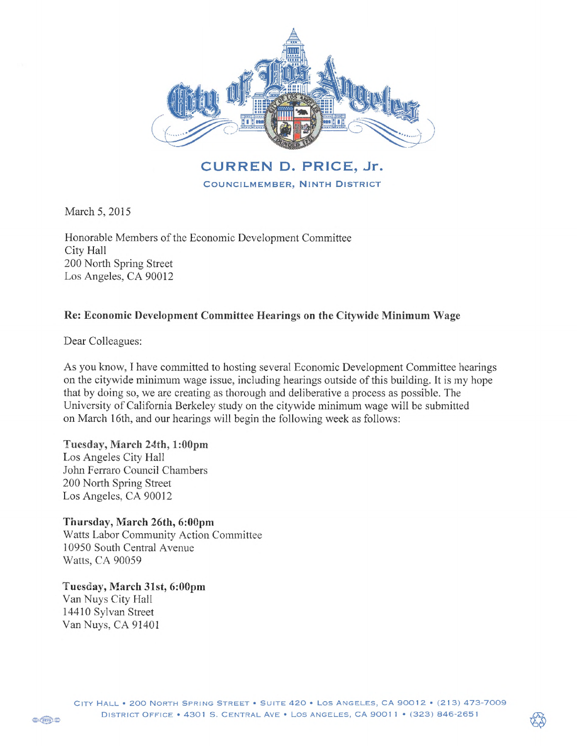**CURREN D. PRICE, Jr.**

COUNCILMEMBER, NINTH DISTRICT

March 5, 2015

Honorable Members of the Economic Development Committee
City Hall
200 North Spring Street
Los Angeles, CA 90012

**Re: Economic Development Committee Hearings on the Citywide Minimum Wage**

Dear Colleagues:

As you know, I have committed to hosting several Economic Development Committee hearings on the citywide minimum wage issue, including hearings outside of this building. It is my hope that by doing so, we are creating as thorough and deliberative a process as possible. The University of California Berkeley study on the citywide minimum wage will be submitted on March 16th, and our hearings will begin the following week as follows:

**Tuesday, March 24th, 1:00pm**
Los Angeles City Hall
John Ferraro Council Chambers
200 North Spring Street
Los Angeles, CA 90012

**Thursday, March 26th, 6:00pm**
Watts Labor Community Action Committee
10950 South Central Avenue
Watts, CA 90059

**Tuesday, March 31st, 6:00pm**
Van Nuys City Hall
14410 Sylvan Street
Van Nuys, CA 91401

CITY HALL • 200 NORTH SPRING STREET • SUITE 420 • LOS ANGELES, CA 90012 • (213) 473-7009
DISTRICT OFFICE • 4301 S. CENTRAL AVE • LOS ANGELES, CA 90011 • (323) 846-2651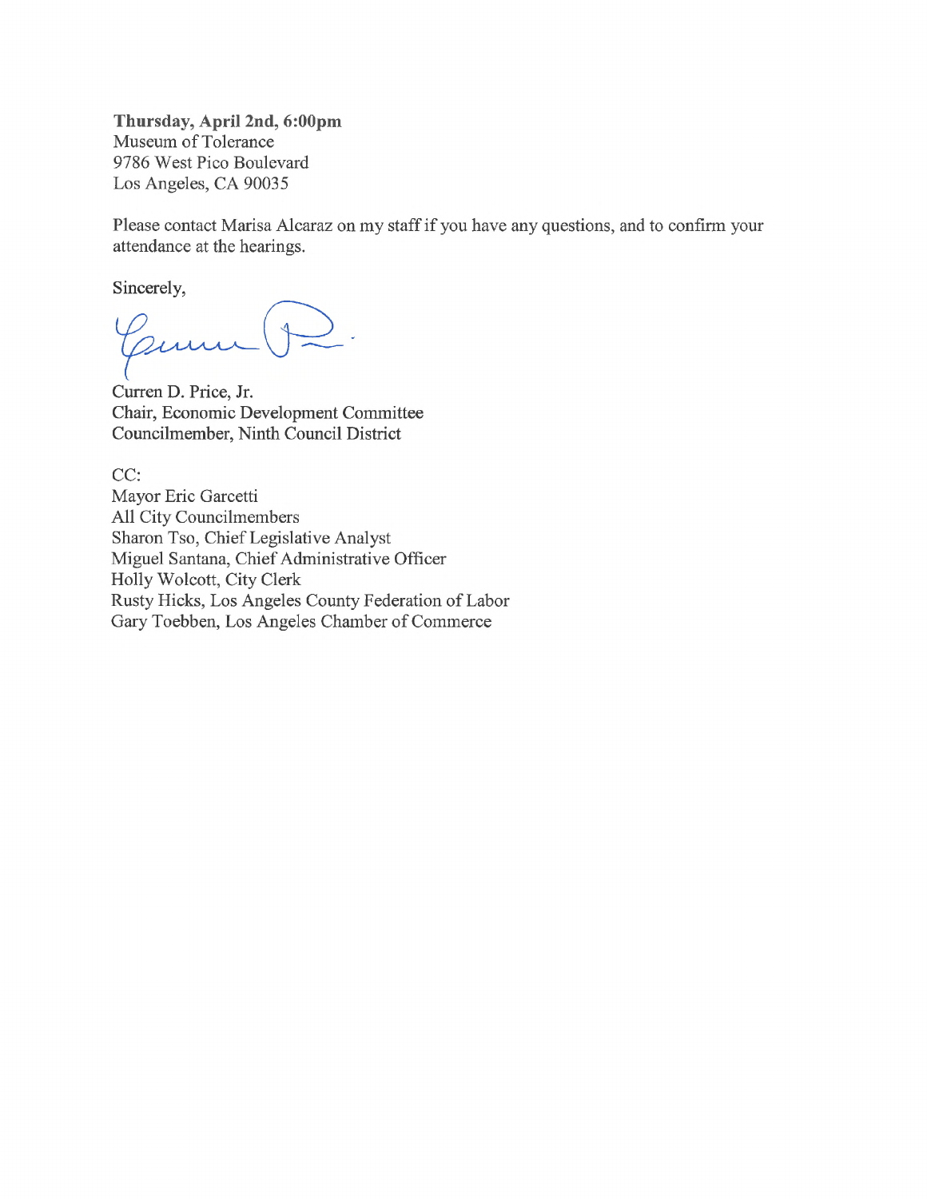**Thursday, April 2nd, 6:00pm**
Museum of Tolerance
9786 West Pico Boulevard
Los Angeles, CA 90035

Please contact Marisa Alcaraz on my staff if you have any questions, and to confirm your attendance at the hearings.

Sincerely,

Curren D. Price, Jr.
Chair, Economic Development Committee
Councilmember, Ninth Council District

CC:
Mayor Eric Garcetti
All City Councilmembers
Sharon Tso, Chief Legislative Analyst
Miguel Santana, Chief Administrative Officer
Holly Wolcott, City Clerk
Rusty Hicks, Los Angeles County Federation of Labor
Gary Toebben, Los Angeles Chamber of Commerce